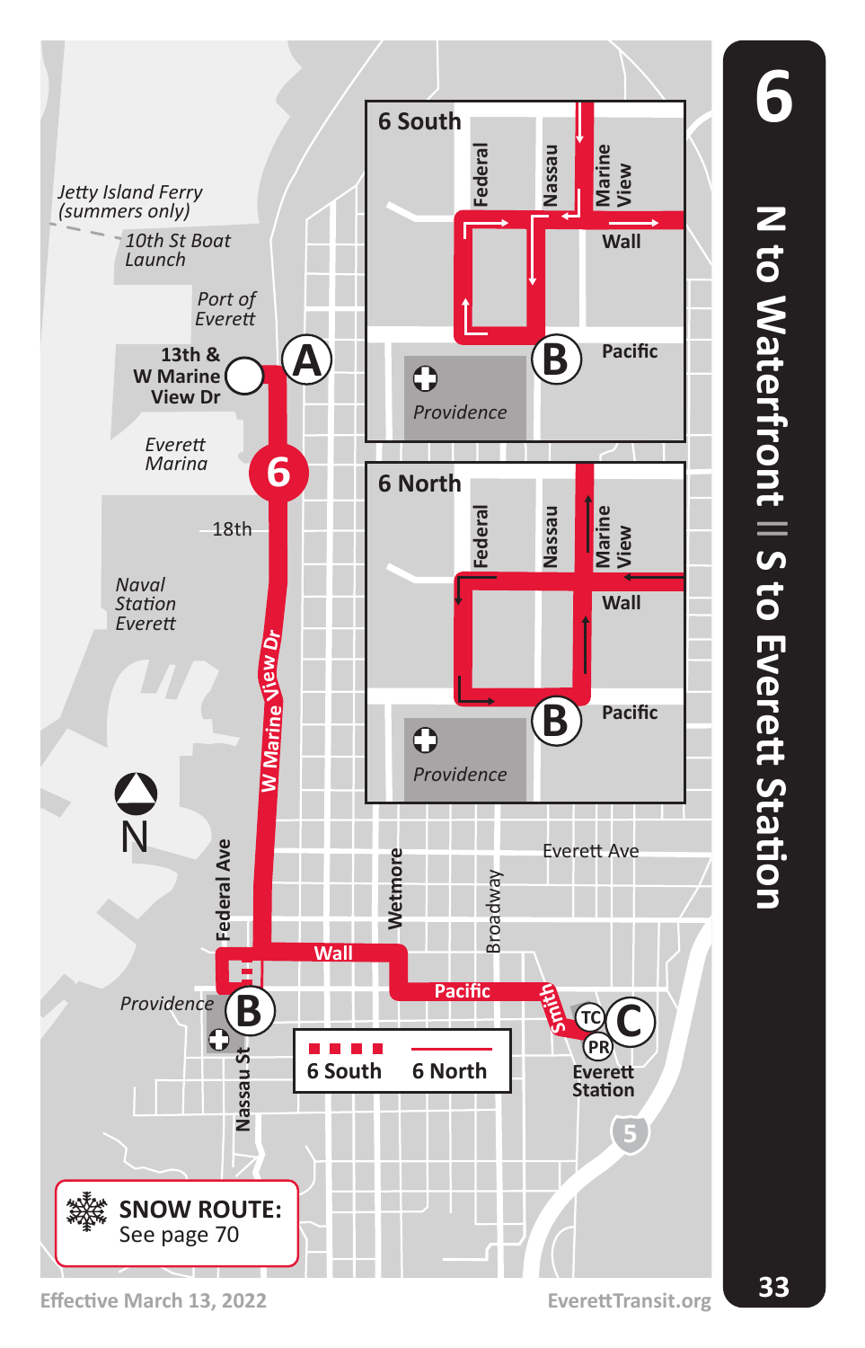# 6

## N to Waterfront || S to Everett Station

### 6 South

Federal, Nassau, Marine View, Wall, Pacific, B, Providence

### 6 North

Federal, Nassau, Marine View, Wall, Pacific, B, Providence

Jetty Island Ferry (summers only)

10th St Boat Launch

Port of Everett

13th & W Marine View Dr — **A**

Everett Marina

18th

Naval Station Everett

W Marine View Dr

Federal Ave

Wall

Wetmore

Broadway

Everett Ave

Pacific

Smith

Providence — **B**

Nassau St

Everett Station — **C** (TC, PR)

5

6 South | 6 North

**SNOW ROUTE:** See page 70

Effective March 13, 2022

EverettTransit.org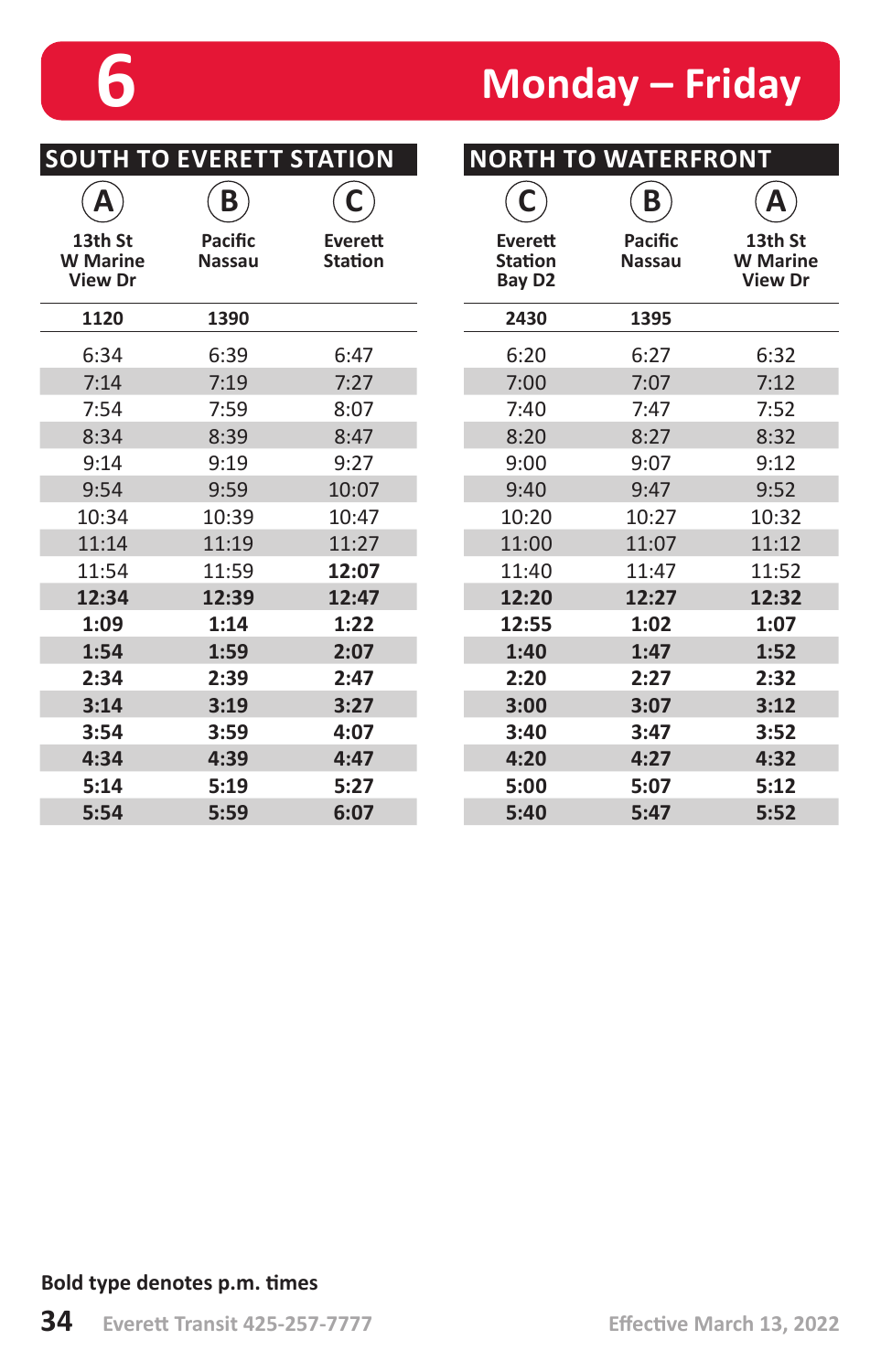# 6 Monday – Friday

## SOUTH TO EVERETT STATION

| A 13th St W Marine View Dr | B Pacific Nassau | C Everett Station |
|---|---|---|
| 1120 | 1390 | |
| 6:34 | 6:39 | 6:47 |
| 7:14 | 7:19 | 7:27 |
| 7:54 | 7:59 | 8:07 |
| 8:34 | 8:39 | 8:47 |
| 9:14 | 9:19 | 9:27 |
| 9:54 | 9:59 | 10:07 |
| 10:34 | 10:39 | 10:47 |
| 11:14 | 11:19 | 11:27 |
| 11:54 | 11:59 | **12:07** |
| **12:34** | **12:39** | **12:47** |
| **1:09** | **1:14** | **1:22** |
| **1:54** | **1:59** | **2:07** |
| **2:34** | **2:39** | **2:47** |
| **3:14** | **3:19** | **3:27** |
| **3:54** | **3:59** | **4:07** |
| **4:34** | **4:39** | **4:47** |
| **5:14** | **5:19** | **5:27** |
| **5:54** | **5:59** | **6:07** |

## NORTH TO WATERFRONT

| C Everett Station Bay D2 | B Pacific Nassau | A 13th St W Marine View Dr |
|---|---|---|
| 2430 | 1395 | |
| 6:20 | 6:27 | 6:32 |
| 7:00 | 7:07 | 7:12 |
| 7:40 | 7:47 | 7:52 |
| 8:20 | 8:27 | 8:32 |
| 9:00 | 9:07 | 9:12 |
| 9:40 | 9:47 | 9:52 |
| 10:20 | 10:27 | 10:32 |
| 11:00 | 11:07 | 11:12 |
| 11:40 | 11:47 | 11:52 |
| **12:20** | **12:27** | **12:32** |
| **12:55** | **1:02** | **1:07** |
| **1:40** | **1:47** | **1:52** |
| **2:20** | **2:27** | **2:32** |
| **3:00** | **3:07** | **3:12** |
| **3:40** | **3:47** | **3:52** |
| **4:20** | **4:27** | **4:32** |
| **5:00** | **5:07** | **5:12** |
| **5:40** | **5:47** | **5:52** |

**Bold type denotes p.m. times**

Everett Transit 425-257-7777

Effective March 13, 2022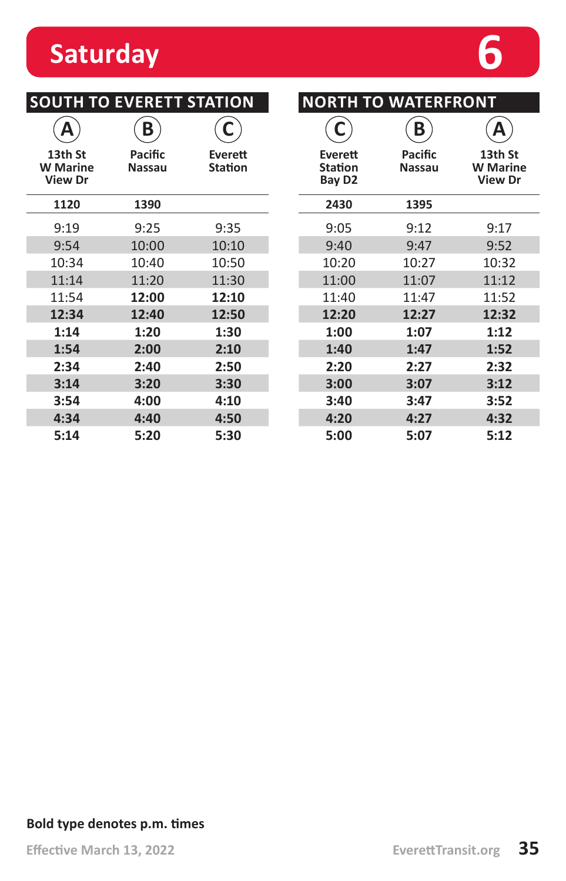# Saturday 6

## SOUTH TO EVERETT STATION

| A 13th St W Marine View Dr | B Pacific Nassau | C Everett Station |
|---|---|---|
| 1120 | 1390 | |
| 9:19 | 9:25 | 9:35 |
| 9:54 | 10:00 | 10:10 |
| 10:34 | 10:40 | 10:50 |
| 11:14 | 11:20 | 11:30 |
| 11:54 | **12:00** | **12:10** |
| **12:34** | **12:40** | **12:50** |
| **1:14** | **1:20** | **1:30** |
| **1:54** | **2:00** | **2:10** |
| **2:34** | **2:40** | **2:50** |
| **3:14** | **3:20** | **3:30** |
| **3:54** | **4:00** | **4:10** |
| **4:34** | **4:40** | **4:50** |
| **5:14** | **5:20** | **5:30** |

## NORTH TO WATERFRONT

| C Everett Station Bay D2 | B Pacific Nassau | A 13th St W Marine View Dr |
|---|---|---|
| 2430 | 1395 | |
| 9:05 | 9:12 | 9:17 |
| 9:40 | 9:47 | 9:52 |
| 10:20 | 10:27 | 10:32 |
| 11:00 | 11:07 | 11:12 |
| 11:40 | 11:47 | 11:52 |
| **12:20** | **12:27** | **12:32** |
| **1:00** | **1:07** | **1:12** |
| **1:40** | **1:47** | **1:52** |
| **2:20** | **2:27** | **2:32** |
| **3:00** | **3:07** | **3:12** |
| **3:40** | **3:47** | **3:52** |
| **4:20** | **4:27** | **4:32** |
| **5:00** | **5:07** | **5:12** |

**Bold type denotes p.m. times**

Effective March 13, 2022

EverettTransit.org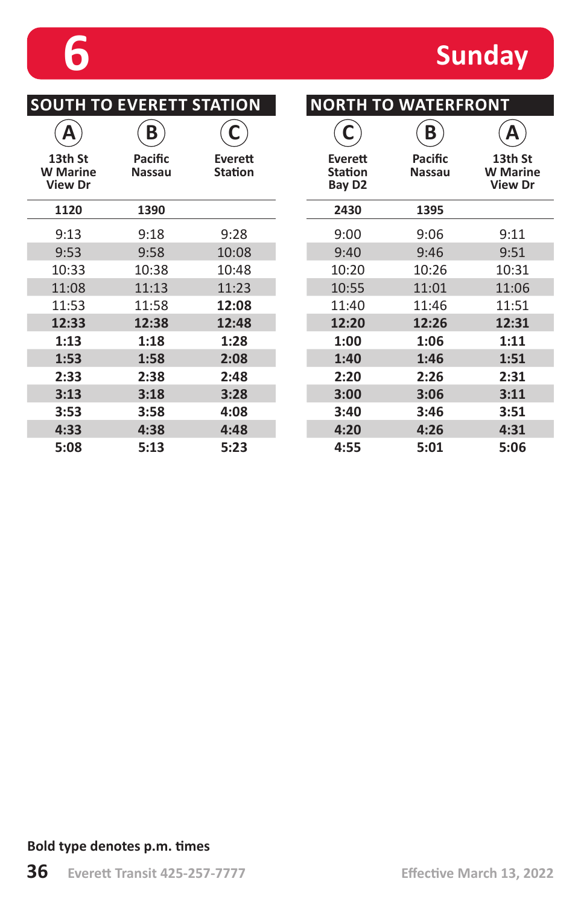# 6 Sunday

## SOUTH TO EVERETT STATION

| A 13th St W Marine View Dr | B Pacific Nassau | C Everett Station |
|---|---|---|
| 1120 | 1390 | |
| 9:13 | 9:18 | 9:28 |
| 9:53 | 9:58 | 10:08 |
| 10:33 | 10:38 | 10:48 |
| 11:08 | 11:13 | 11:23 |
| 11:53 | 11:58 | **12:08** |
| **12:33** | **12:38** | **12:48** |
| **1:13** | **1:18** | **1:28** |
| **1:53** | **1:58** | **2:08** |
| **2:33** | **2:38** | **2:48** |
| **3:13** | **3:18** | **3:28** |
| **3:53** | **3:58** | **4:08** |
| **4:33** | **4:38** | **4:48** |
| **5:08** | **5:13** | **5:23** |

## NORTH TO WATERFRONT

| C Everett Station Bay D2 | B Pacific Nassau | A 13th St W Marine View Dr |
|---|---|---|
| 2430 | 1395 | |
| 9:00 | 9:06 | 9:11 |
| 9:40 | 9:46 | 9:51 |
| 10:20 | 10:26 | 10:31 |
| 10:55 | 11:01 | 11:06 |
| 11:40 | 11:46 | 11:51 |
| **12:20** | **12:26** | **12:31** |
| **1:00** | **1:06** | **1:11** |
| **1:40** | **1:46** | **1:51** |
| **2:20** | **2:26** | **2:31** |
| **3:00** | **3:06** | **3:11** |
| **3:40** | **3:46** | **3:51** |
| **4:20** | **4:26** | **4:31** |
| **4:55** | **5:01** | **5:06** |

**Bold type denotes p.m. times**

Everett Transit 425-257-7777

Effective March 13, 2022